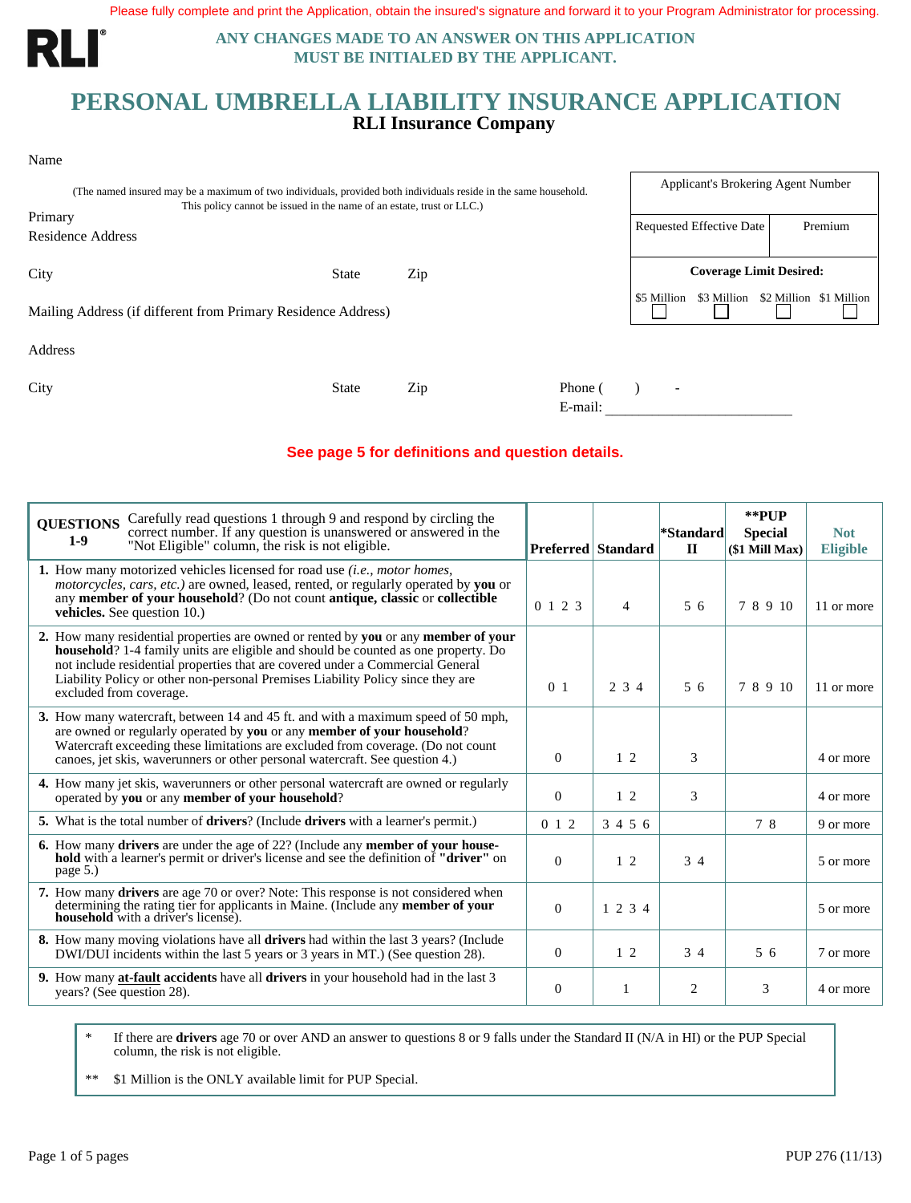Please fully complete and print the Application, obtain the insured's signature and forward it to your Program Administrator for processing.

RLI

**ANY CHANGES MADE TO AN ANSWER ON THIS APPLICATION MUST BE INITIALED BY THE APPLICANT.**

# PERSONAL UMBRELLA LIABILITY INSURANCE APPLICATION

## RLI Insurance Company

Name

(The named insured may be a maximum of two individuals, provided both individuals reside in the same household. This policy cannot be issued in the name of an estate, trust or LLC.)

Primary Residence Address

City State Zip

Mailing Address (if different from Primary Residence Address)

Address

City State Zip

Phone ( ) -

E-mail: ___________________________

| Applicant's Brokering Agent Number | |
|---|---|
| Requested Effective Date | Premium |
| **Coverage Limit Desired:** | |
| $5 Million ☐ $3 Million ☐ $2 Million ☐ $1 Million ☐ | |

**See page 5 for definitions and question details.**

| **QUESTIONS 1-9** Carefully read questions 1 through 9 and respond by circling the correct number. If any question is unanswered or answered in the "Not Eligible" column, the risk is not eligible. | **Preferred** | **Standard** | ***Standard II** | ****PUP Special ($1 Mill Max)** | **Not Eligible** |
|---|---|---|---|---|---|
| **1.** How many motorized vehicles licensed for road use *(i.e., motor homes, motorcycles, cars, etc.)* are owned, leased, rented, or regularly operated by **you** or any **member of your household**? (Do not count **antique, classic** or **collectible vehicles.** See question 10.) | 0 1 2 3 | 4 | 5 6 | 7 8 9 10 | 11 or more |
| **2.** How many residential properties are owned or rented by **you** or any **member of your household**? 1-4 family units are eligible and should be counted as one property. Do not include residential properties that are covered under a Commercial General Liability Policy or other non-personal Premises Liability Policy since they are excluded from coverage. | 0 1 | 2 3 4 | 5 6 | 7 8 9 10 | 11 or more |
| **3.** How many watercraft, between 14 and 45 ft. and with a maximum speed of 50 mph, are owned or regularly operated by **you** or any **member of your household**? Watercraft exceeding these limitations are excluded from coverage. (Do not count canoes, jet skis, waverunners or other personal watercraft. See question 4.) | 0 | 1 2 | 3 | | 4 or more |
| **4.** How many jet skis, waverunners or other personal watercraft are owned or regularly operated by **you** or any **member of your household**? | 0 | 1 2 | 3 | | 4 or more |
| **5.** What is the total number of **drivers**? (Include **drivers** with a learner's permit.) | 0 1 2 | 3 4 5 6 | | 7 8 | 9 or more |
| **6.** How many **drivers** are under the age of 22? (Include any **member of your household** with a learner's permit or driver's license and see the definition of **"driver"** on page 5.) | 0 | 1 2 | 3 4 | | 5 or more |
| **7.** How many **drivers** are age 70 or over? Note: This response is not considered when determining the rating tier for applicants in Maine. (Include any **member of your household** with a driver's license). | 0 | 1 2 3 4 | | | 5 or more |
| **8.** How many moving violations have all **drivers** had within the last 3 years? (Include DWI/DUI incidents within the last 5 years or 3 years in MT.) (See question 28). | 0 | 1 2 | 3 4 | 5 6 | 7 or more |
| **9.** How many **at-fault accidents** have all **drivers** in your household had in the last 3 years? (See question 28). | 0 | 1 | 2 | 3 | 4 or more |

\* If there are **drivers** age 70 or over AND an answer to questions 8 or 9 falls under the Standard II (N/A in HI) or the PUP Special column, the risk is not eligible.

\** $1 Million is the ONLY available limit for PUP Special.

PUP 276 (11/13)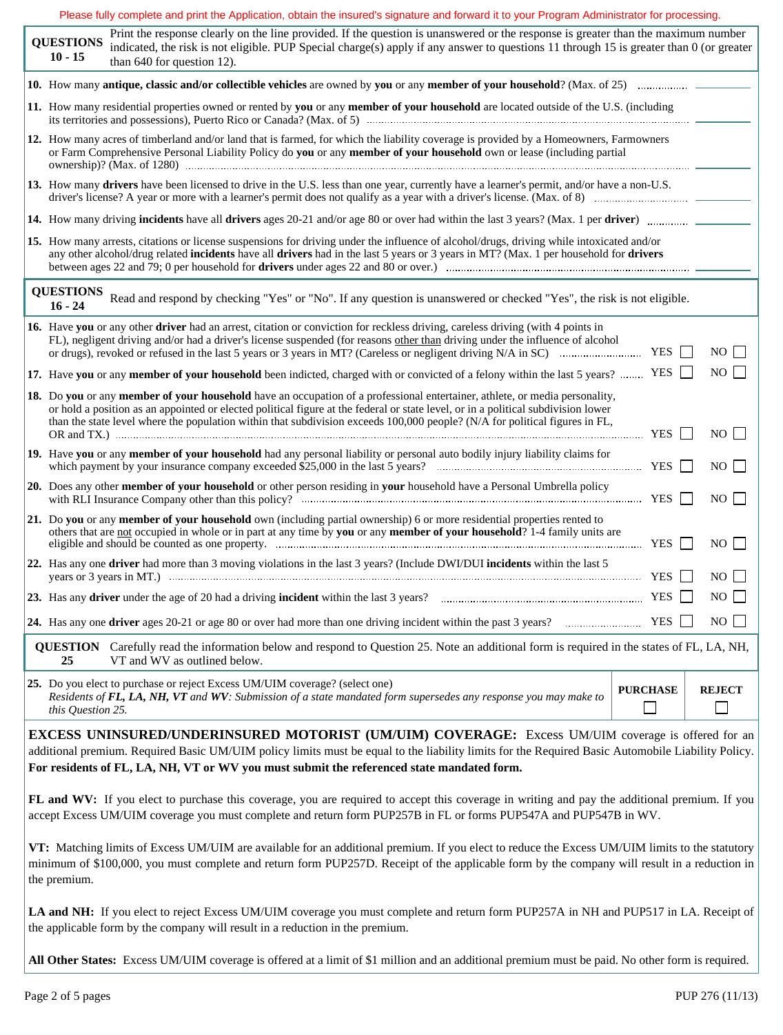Please fully complete and print the Application, obtain the insured's signature and forward it to your Program Administrator for processing.

| **QUESTIONS 10 - 15** | Print the response clearly on the line provided. If the question is unanswered or the response is greater than the maximum number indicated, the risk is not eligible. PUP Special charge(s) apply if any answer to questions 11 through 15 is greater than 0 (or greater than 640 for question 12). |
|---|---|

**10.** How many **antique, classic and/or collectible vehicles** are owned by **you** or any **member of your household**? (Max. of 25) ______

**11.** How many residential properties owned or rented by **you** or any **member of your household** are located outside of the U.S. (including its territories and possessions), Puerto Rico or Canada? (Max. of 5) ______

**12.** How many acres of timberland and/or land that is farmed, for which the liability coverage is provided by a Homeowners, Farmowners or Farm Comprehensive Personal Liability Policy do **you** or any **member of your household** own or lease (including partial ownership)? (Max. of 1280) ______

**13.** How many **drivers** have been licensed to drive in the U.S. less than one year, currently have a learner's permit, and/or have a non-U.S. driver's license? A year or more with a learner's permit does not qualify as a year with a driver's license. (Max. of 8) ______

**14.** How many driving **incidents** have all **drivers** ages 20-21 and/or age 80 or over had within the last 3 years? (Max. 1 per **driver**) ______

**15.** How many arrests, citations or license suspensions for driving under the influence of alcohol/drugs, driving while intoxicated and/or any other alcohol/drug related **incidents** have all **drivers** had in the last 5 years or 3 years in MT? (Max. 1 per household for **drivers** between ages 22 and 79; 0 per household for **drivers** under ages 22 and 80 or over.) ______

| **QUESTIONS 16 - 24** | Read and respond by checking "Yes" or "No". If any question is unanswered or checked "Yes", the risk is not eligible. |
|---|---|

| Question | YES | NO |
|---|---|---|
| **16.** Have **you** or any other **driver** had an arrest, citation or conviction for reckless driving, careless driving (with 4 points in FL), negligent driving and/or had a driver's license suspended (for reasons other than driving under the influence of alcohol or drugs), revoked or refused in the last 5 years or 3 years in MT? (Careless or negligent driving N/A in SC) | ☐ | ☐ |
| **17.** Have **you** or any **member of your household** been indicted, charged with or convicted of a felony within the last 5 years? | ☐ | ☐ |
| **18.** Do **you** or any **member of your household** have an occupation of a professional entertainer, athlete, or media personality, or hold a position as an appointed or elected political figure at the federal or state level, or in a political subdivision lower than the state level where the population within that subdivision exceeds 100,000 people? (N/A for political figures in FL, OR and TX.) | ☐ | ☐ |
| **19.** Have **you** or any **member of your household** had any personal liability or personal auto bodily injury liability claims for which payment by your insurance company exceeded $25,000 in the last 5 years? | ☐ | ☐ |
| **20.** Does any other **member of your household** or other person residing in **your** household have a Personal Umbrella policy with RLI Insurance Company other than this policy? | ☐ | ☐ |
| **21.** Do **you** or any **member of your household** own (including partial ownership) 6 or more residential properties rented to others that are not occupied in whole or in part at any time by **you** or any **member of your household**? 1-4 family units are eligible and should be counted as one property. | ☐ | ☐ |
| **22.** Has any one **driver** had more than 3 moving violations in the last 3 years? (Include DWI/DUI **incidents** within the last 5 years or 3 years in MT.) | ☐ | ☐ |
| **23.** Has any **driver** under the age of 20 had a driving **incident** within the last 3 years? | ☐ | ☐ |
| **24.** Has any one **driver** ages 20-21 or age 80 or over had more than one driving incident within the past 3 years? | ☐ | ☐ |

| **QUESTION 25** | Carefully read the information below and respond to Question 25. Note an additional form is required in the states of FL, LA, NH, VT and WV as outlined below. |
|---|---|

| Question | PURCHASE | REJECT |
|---|---|---|
| **25.** Do you elect to purchase or reject Excess UM/UIM coverage? (select one) *Residents of **FL, LA, NH, VT** and **WV**: Submission of a state mandated form supersedes any response you may make to this Question 25.* | ☐ | ☐ |

**EXCESS UNINSURED/UNDERINSURED MOTORIST (UM/UIM) COVERAGE:** Excess UM/UIM coverage is offered for an additional premium. Required Basic UM/UIM policy limits must be equal to the liability limits for the Required Basic Automobile Liability Policy. **For residents of FL, LA, NH, VT or WV you must submit the referenced state mandated form.**

**FL and WV:** If you elect to purchase this coverage, you are required to accept this coverage in writing and pay the additional premium. If you accept Excess UM/UIM coverage you must complete and return form PUP257B in FL or forms PUP547A and PUP547B in WV.

**VT:** Matching limits of Excess UM/UIM are available for an additional premium. If you elect to reduce the Excess UM/UIM limits to the statutory minimum of $100,000, you must complete and return form PUP257D. Receipt of the applicable form by the company will result in a reduction in the premium.

**LA and NH:** If you elect to reject Excess UM/UIM coverage you must complete and return form PUP257A in NH and PUP517 in LA. Receipt of the applicable form by the company will result in a reduction in the premium.

**All Other States:** Excess UM/UIM coverage is offered at a limit of $1 million and an additional premium must be paid. No other form is required.

PUP 276 (11/13)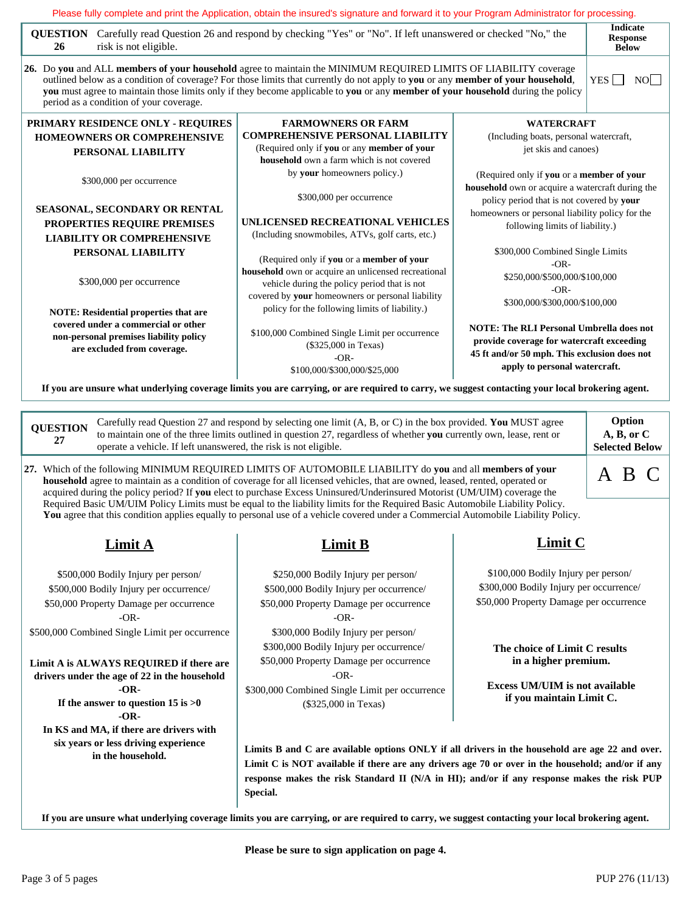Please fully complete and print the Application, obtain the insured's signature and forward it to your Program Administrator for processing.

| **QUESTION 26** | Carefully read Question 26 and respond by checking "Yes" or "No". If left unanswered or checked "No," the risk is not eligible. | **Indicate Response Below** |
|---|---|---|

**26.** Do **you** and ALL **members of your household** agree to maintain the MINIMUM REQUIRED LIMITS OF LIABILITY coverage outlined below as a condition of coverage? For those limits that currently do not apply to **you** or any **member of your household**, **you** must agree to maintain those limits only if they become applicable to **you** or any **member of your household** during the policy period as a condition of your coverage.

YES ☐ NO ☐

**PRIMARY RESIDENCE ONLY - REQUIRES HOMEOWNERS OR COMPREHENSIVE PERSONAL LIABILITY**

$300,000 per occurrence

**SEASONAL, SECONDARY OR RENTAL PROPERTIES REQUIRE PREMISES LIABILITY OR COMPREHENSIVE PERSONAL LIABILITY**

$300,000 per occurrence

**NOTE: Residential properties that are covered under a commercial or other non-personal premises liability policy are excluded from coverage.**

**FARMOWNERS OR FARM COMPREHENSIVE PERSONAL LIABILITY**
(Required only if **you** or any **member of your household** own a farm which is not covered by **your** homeowners policy.)

$300,000 per occurrence

**UNLICENSED RECREATIONAL VEHICLES**
(Including snowmobiles, ATVs, golf carts, etc.)

(Required only if **you** or a **member of your household** own or acquire an unlicensed recreational vehicle during the policy period that is not covered by **your** homeowners or personal liability policy for the following limits of liability.)

$100,000 Combined Single Limit per occurrence ($325,000 in Texas)
-OR-
$100,000/$300,000/$25,000

**WATERCRAFT**
(Including boats, personal watercraft, jet skis and canoes)

(Required only if **you** or a **member of your household** own or acquire a watercraft during the policy period that is not covered by **your** homeowners or personal liability policy for the following limits of liability.)

$300,000 Combined Single Limits
-OR-
$250,000/$500,000/$100,000
-OR-
$300,000/$300,000/$100,000

**NOTE: The RLI Personal Umbrella does not provide coverage for watercraft exceeding 45 ft and/or 50 mph. This exclusion does not apply to personal watercraft.**

**If you are unsure what underlying coverage limits you are carrying, or are required to carry, we suggest contacting your local brokering agent.**

| **QUESTION 27** | Carefully read Question 27 and respond by selecting one limit (A, B, or C) in the box provided. **You** MUST agree to maintain one of the three limits outlined in question 27, regardless of whether **you** currently own, lease, rent or operate a vehicle. If left unanswered, the risk is not eligible. | **Option A, B, or C Selected Below** |
|---|---|---|

**27.** Which of the following MINIMUM REQUIRED LIMITS OF AUTOMOBILE LIABILITY do **you** and all **members of your household** agree to maintain as a condition of coverage for all licensed vehicles, that are owned, leased, rented, operated or acquired during the policy period? If **you** elect to purchase Excess Uninsured/Underinsured Motorist (UM/UIM) coverage the Required Basic UM/UIM Policy Limits must be equal to the liability limits for the Required Basic Automobile Liability Policy. **You** agree that this condition applies equally to personal use of a vehicle covered under a Commercial Automobile Liability Policy.

A B C

## Limit A

$500,000 Bodily Injury per person/
$500,000 Bodily Injury per occurrence/
$50,000 Property Damage per occurrence
-OR-
$500,000 Combined Single Limit per occurrence

**Limit A is ALWAYS REQUIRED if there are drivers under the age of 22 in the household**
**-OR-**
**If the answer to question 15 is >0**
**-OR-**
**In KS and MA, if there are drivers with six years or less driving experience in the household.**

## Limit B

$250,000 Bodily Injury per person/
$500,000 Bodily Injury per occurrence/
$50,000 Property Damage per occurrence
-OR-
$300,000 Bodily Injury per person/
$300,000 Bodily Injury per occurrence/
$50,000 Property Damage per occurrence
-OR-
$300,000 Combined Single Limit per occurrence ($325,000 in Texas)

## Limit C

$100,000 Bodily Injury per person/
$300,000 Bodily Injury per occurrence/
$50,000 Property Damage per occurrence

**The choice of Limit C results in a higher premium.**

**Excess UM/UIM is not available if you maintain Limit C.**

**Limits B and C are available options ONLY if all drivers in the household are age 22 and over. Limit C is NOT available if there are any drivers age 70 or over in the household; and/or if any response makes the risk Standard II (N/A in HI); and/or if any response makes the risk PUP Special.**

**If you are unsure what underlying coverage limits you are carrying, or are required to carry, we suggest contacting your local brokering agent.**

**Please be sure to sign application on page 4.**

PUP 276 (11/13)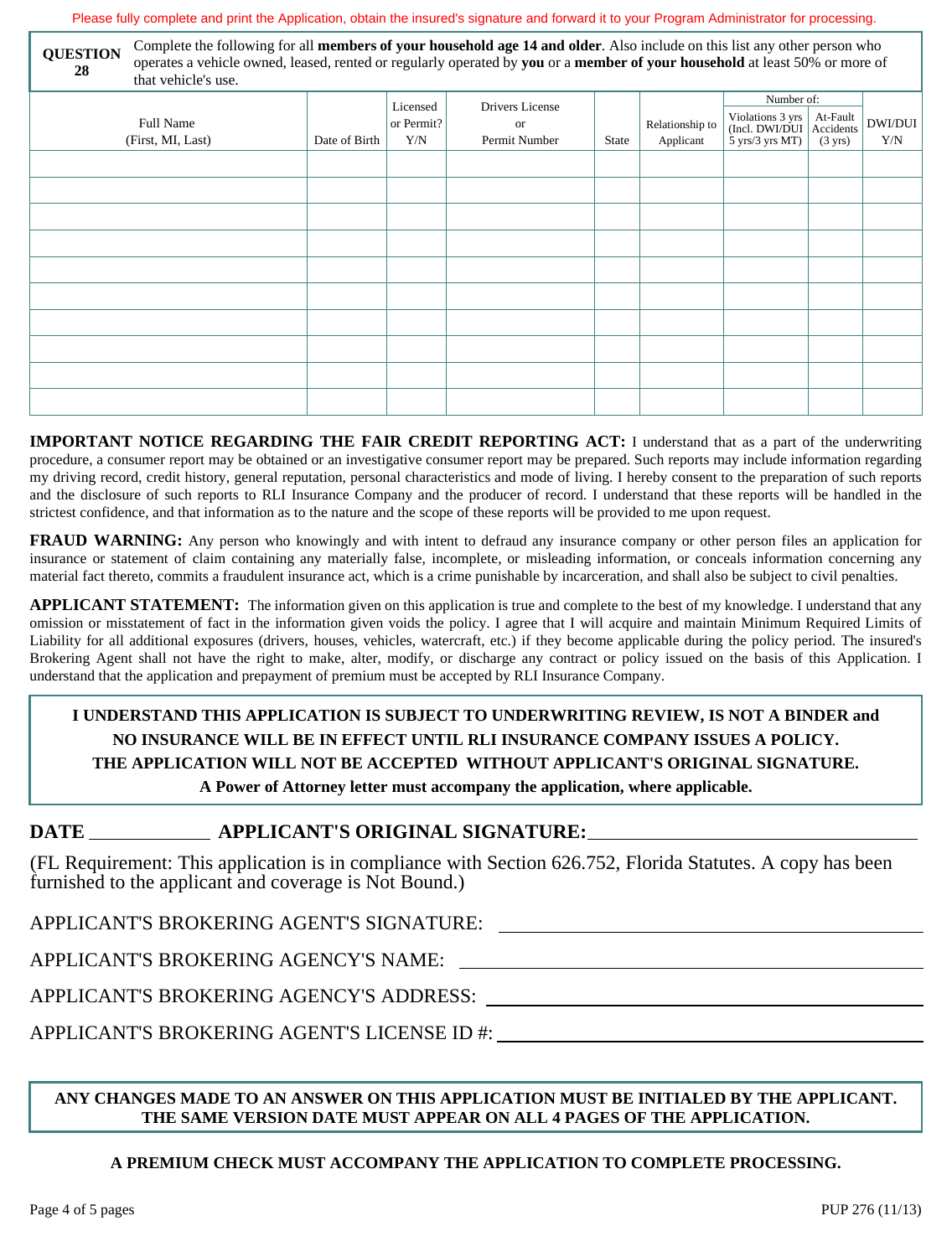Please fully complete and print the Application, obtain the insured's signature and forward it to your Program Administrator for processing.

**QUESTION 28** Complete the following for all **members of your household age 14 and older**. Also include on this list any other person who operates a vehicle owned, leased, rented or regularly operated by **you** or a **member of your household** at least 50% or more of that vehicle's use.

| Full Name (First, MI, Last) | Date of Birth | Licensed or Permit? Y/N | Drivers License or Permit Number | State | Relationship to Applicant | Number of: Violations 3 yrs (Incl. DWI/DUI 5 yrs/3 yrs MT) | Number of: At-Fault Accidents (3 yrs) | DWI/DUI Y/N |
|---|---|---|---|---|---|---|---|---|
| | | | | | | | | |
| | | | | | | | | |
| | | | | | | | | |
| | | | | | | | | |
| | | | | | | | | |
| | | | | | | | | |
| | | | | | | | | |
| | | | | | | | | |
| | | | | | | | | |
| | | | | | | | | |

**IMPORTANT NOTICE REGARDING THE FAIR CREDIT REPORTING ACT:** I understand that as a part of the underwriting procedure, a consumer report may be obtained or an investigative consumer report may be prepared. Such reports may include information regarding my driving record, credit history, general reputation, personal characteristics and mode of living. I hereby consent to the preparation of such reports and the disclosure of such reports to RLI Insurance Company and the producer of record. I understand that these reports will be handled in the strictest confidence, and that information as to the nature and the scope of these reports will be provided to me upon request.

**FRAUD WARNING:** Any person who knowingly and with intent to defraud any insurance company or other person files an application for insurance or statement of claim containing any materially false, incomplete, or misleading information, or conceals information concerning any material fact thereto, commits a fraudulent insurance act, which is a crime punishable by incarceration, and shall also be subject to civil penalties.

**APPLICANT STATEMENT:** The information given on this application is true and complete to the best of my knowledge. I understand that any omission or misstatement of fact in the information given voids the policy. I agree that I will acquire and maintain Minimum Required Limits of Liability for all additional exposures (drivers, houses, vehicles, watercraft, etc.) if they become applicable during the policy period. The insured's Brokering Agent shall not have the right to make, alter, modify, or discharge any contract or policy issued on the basis of this Application. I understand that the application and prepayment of premium must be accepted by RLI Insurance Company.

**I UNDERSTAND THIS APPLICATION IS SUBJECT TO UNDERWRITING REVIEW, IS NOT A BINDER and NO INSURANCE WILL BE IN EFFECT UNTIL RLI INSURANCE COMPANY ISSUES A POLICY. THE APPLICATION WILL NOT BE ACCEPTED WITHOUT APPLICANT'S ORIGINAL SIGNATURE. A Power of Attorney letter must accompany the application, where applicable.**

**DATE** ____________ **APPLICANT'S ORIGINAL SIGNATURE:** ______________________________

(FL Requirement: This application is in compliance with Section 626.752, Florida Statutes. A copy has been furnished to the applicant and coverage is Not Bound.)

APPLICANT'S BROKERING AGENT'S SIGNATURE: ______________________________

APPLICANT'S BROKERING AGENCY'S NAME: ______________________________

APPLICANT'S BROKERING AGENCY'S ADDRESS: ______________________________

APPLICANT'S BROKERING AGENT'S LICENSE ID #: ______________________________

**ANY CHANGES MADE TO AN ANSWER ON THIS APPLICATION MUST BE INITIALED BY THE APPLICANT. THE SAME VERSION DATE MUST APPEAR ON ALL 4 PAGES OF THE APPLICATION.**

**A PREMIUM CHECK MUST ACCOMPANY THE APPLICATION TO COMPLETE PROCESSING.**

PUP 276 (11/13)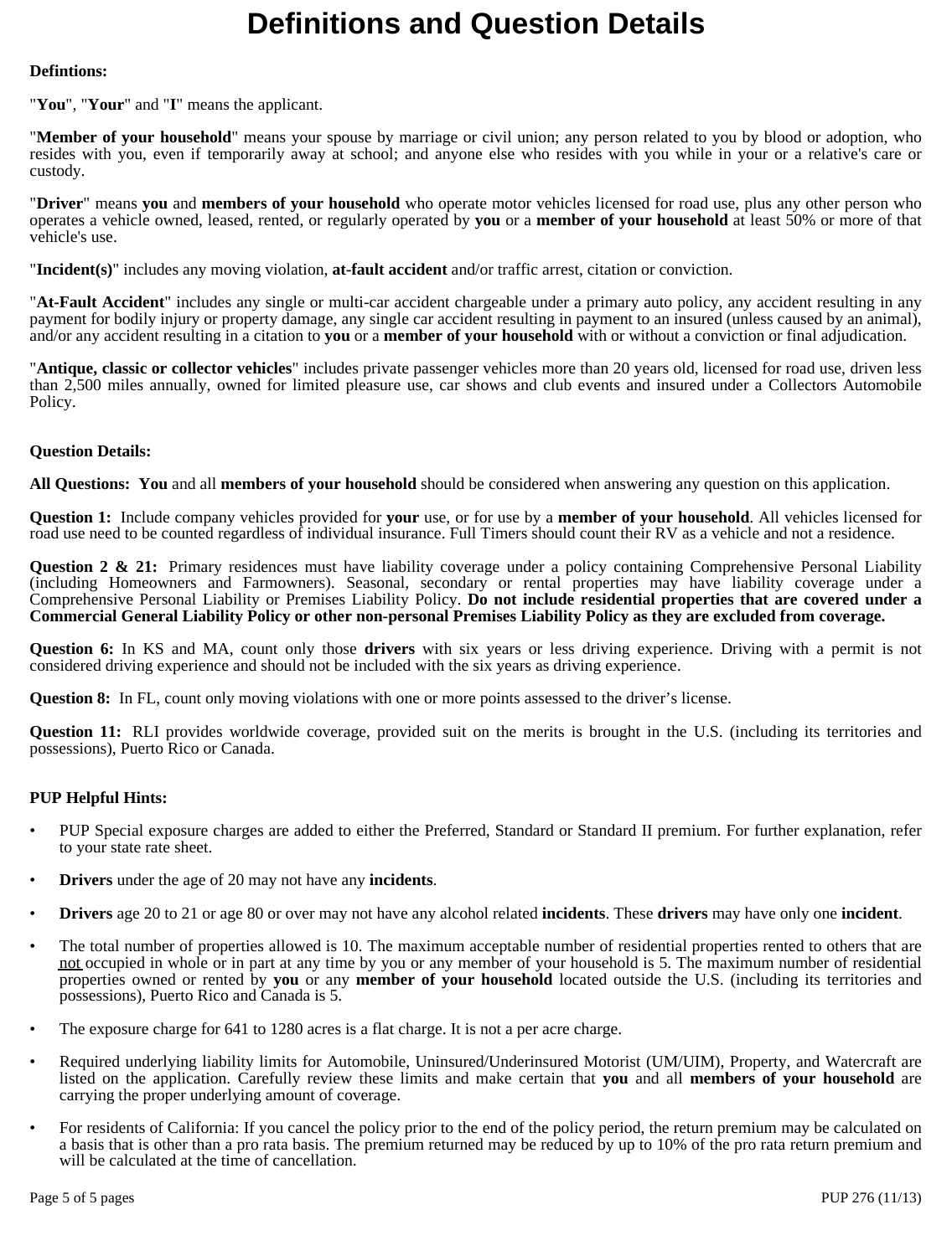# Definitions and Question Details

**Defintions:**

"**You**", "**Your**" and "**I**" means the applicant.

"**Member of your household**" means your spouse by marriage or civil union; any person related to you by blood or adoption, who resides with you, even if temporarily away at school; and anyone else who resides with you while in your or a relative's care or custody.

"**Driver**" means **you** and **members of your household** who operate motor vehicles licensed for road use, plus any other person who operates a vehicle owned, leased, rented, or regularly operated by **you** or a **member of your household** at least 50% or more of that vehicle's use.

"**Incident(s)**" includes any moving violation, **at-fault accident** and/or traffic arrest, citation or conviction.

"**At-Fault Accident**" includes any single or multi-car accident chargeable under a primary auto policy, any accident resulting in any payment for bodily injury or property damage, any single car accident resulting in payment to an insured (unless caused by an animal), and/or any accident resulting in a citation to **you** or a **member of your household** with or without a conviction or final adjudication.

"**Antique, classic or collector vehicles**" includes private passenger vehicles more than 20 years old, licensed for road use, driven less than 2,500 miles annually, owned for limited pleasure use, car shows and club events and insured under a Collectors Automobile Policy.

**Question Details:**

**All Questions:** **You** and all **members of your household** should be considered when answering any question on this application.

**Question 1:** Include company vehicles provided for **your** use, or for use by a **member of your household**. All vehicles licensed for road use need to be counted regardless of individual insurance. Full Timers should count their RV as a vehicle and not a residence.

**Question 2 & 21:** Primary residences must have liability coverage under a policy containing Comprehensive Personal Liability (including Homeowners and Farmowners). Seasonal, secondary or rental properties may have liability coverage under a Comprehensive Personal Liability or Premises Liability Policy. **Do not include residential properties that are covered under a Commercial General Liability Policy or other non-personal Premises Liability Policy as they are excluded from coverage.**

**Question 6:** In KS and MA, count only those **drivers** with six years or less driving experience. Driving with a permit is not considered driving experience and should not be included with the six years as driving experience.

**Question 8:** In FL, count only moving violations with one or more points assessed to the driver's license.

**Question 11:** RLI provides worldwide coverage, provided suit on the merits is brought in the U.S. (including its territories and possessions), Puerto Rico or Canada.

**PUP Helpful Hints:**

- PUP Special exposure charges are added to either the Preferred, Standard or Standard II premium. For further explanation, refer to your state rate sheet.
- **Drivers** under the age of 20 may not have any **incidents**.
- **Drivers** age 20 to 21 or age 80 or over may not have any alcohol related **incidents**. These **drivers** may have only one **incident**.
- The total number of properties allowed is 10. The maximum acceptable number of residential properties rented to others that are not occupied in whole or in part at any time by you or any member of your household is 5. The maximum number of residential properties owned or rented by **you** or any **member of your household** located outside the U.S. (including its territories and possessions), Puerto Rico and Canada is 5.
- The exposure charge for 641 to 1280 acres is a flat charge. It is not a per acre charge.
- Required underlying liability limits for Automobile, Uninsured/Underinsured Motorist (UM/UIM), Property, and Watercraft are listed on the application. Carefully review these limits and make certain that **you** and all **members of your household** are carrying the proper underlying amount of coverage.
- For residents of California: If you cancel the policy prior to the end of the policy period, the return premium may be calculated on a basis that is other than a pro rata basis. The premium returned may be reduced by up to 10% of the pro rata return premium and will be calculated at the time of cancellation.

PUP 276 (11/13)